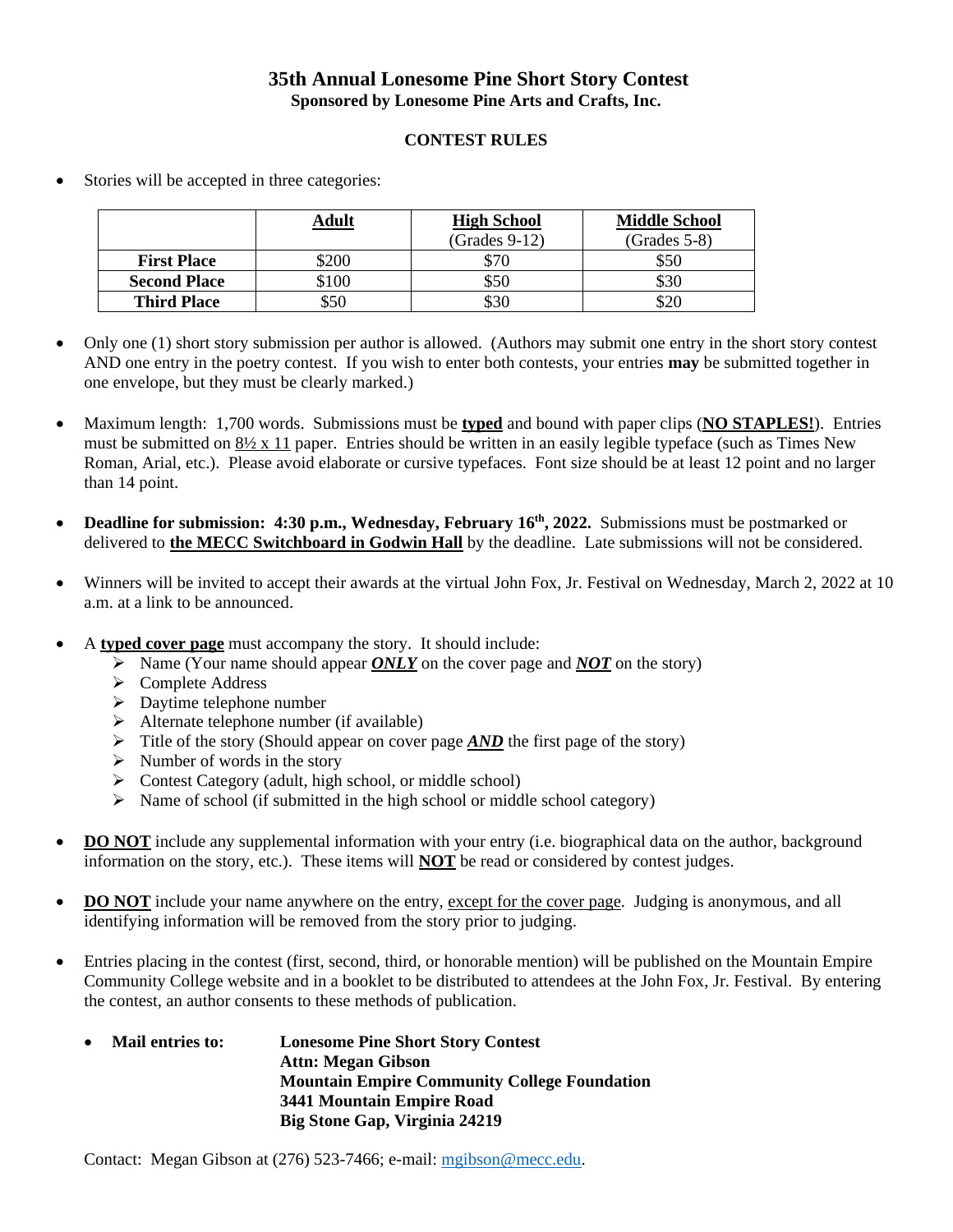# 35th Annual Lonesome Pine Short Story Contest

**Sponsored by Lonesome Pine Arts and Crafts, Inc.**

## CONTEST RULES

- Stories will be accepted in three categories:

| | Adult | High School (Grades 9-12) | Middle School (Grades 5-8) |
|---|---|---|---|
| **First Place** | $200 | $70 | $50 |
| **Second Place** | $100 | $50 | $30 |
| **Third Place** | $50 | $30 | $20 |

- Only one (1) short story submission per author is allowed. (Authors may submit one entry in the short story contest AND one entry in the poetry contest. If you wish to enter both contests, your entries **may** be submitted together in one envelope, but they must be clearly marked.)

- Maximum length: 1,700 words. Submissions must be **typed** and bound with paper clips (**NO STAPLES!**). Entries must be submitted on 8½ x 11 paper. Entries should be written in an easily legible typeface (such as Times New Roman, Arial, etc.). Please avoid elaborate or cursive typefaces. Font size should be at least 12 point and no larger than 14 point.

- **Deadline for submission: 4:30 p.m., Wednesday, February 16th, 2022.** Submissions must be postmarked or delivered to **the MECC Switchboard in Godwin Hall** by the deadline. Late submissions will not be considered.

- Winners will be invited to accept their awards at the virtual John Fox, Jr. Festival on Wednesday, March 2, 2022 at 10 a.m. at a link to be announced.

- A **typed cover page** must accompany the story. It should include:
  - Name (Your name should appear ***ONLY*** on the cover page and ***NOT*** on the story)
  - Complete Address
  - Daytime telephone number
  - Alternate telephone number (if available)
  - Title of the story (Should appear on cover page ***AND*** the first page of the story)
  - Number of words in the story
  - Contest Category (adult, high school, or middle school)
  - Name of school (if submitted in the high school or middle school category)

- **DO NOT** include any supplemental information with your entry (i.e. biographical data on the author, background information on the story, etc.). These items will **NOT** be read or considered by contest judges.

- **DO NOT** include your name anywhere on the entry, except for the cover page. Judging is anonymous, and all identifying information will be removed from the story prior to judging.

- Entries placing in the contest (first, second, third, or honorable mention) will be published on the Mountain Empire Community College website and in a booklet to be distributed to attendees at the John Fox, Jr. Festival. By entering the contest, an author consents to these methods of publication.

  - **Mail entries to:**
    **Lonesome Pine Short Story Contest**
    **Attn: Megan Gibson**
    **Mountain Empire Community College Foundation**
    **3441 Mountain Empire Road**
    **Big Stone Gap, Virginia 24219**

Contact: Megan Gibson at (276) 523-7466; e-mail: mgibson@mecc.edu.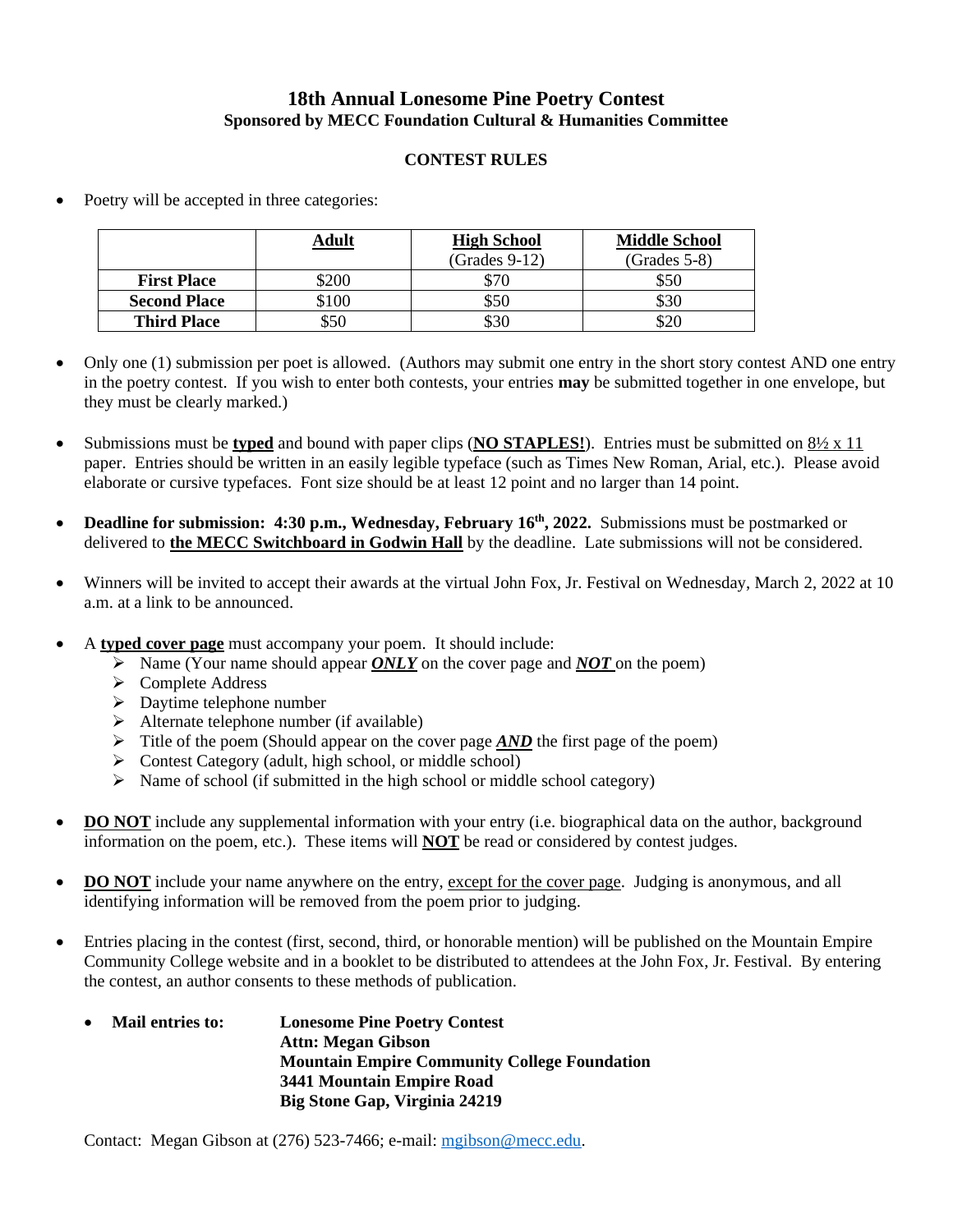# 18th Annual Lonesome Pine Poetry Contest

**Sponsored by MECC Foundation Cultural & Humanities Committee**

**CONTEST RULES**

- Poetry will be accepted in three categories:

| | **Adult** | **High School** (Grades 9-12) | **Middle School** (Grades 5-8) |
|---|---|---|---|
| **First Place** | $200 | $70 | $50 |
| **Second Place** | $100 | $50 | $30 |
| **Third Place** | $50 | $30 | $20 |

- Only one (1) submission per poet is allowed. (Authors may submit one entry in the short story contest AND one entry in the poetry contest. If you wish to enter both contests, your entries **may** be submitted together in one envelope, but they must be clearly marked.)

- Submissions must be **typed** and bound with paper clips (**NO STAPLES!**). Entries must be submitted on 8½ x 11 paper. Entries should be written in an easily legible typeface (such as Times New Roman, Arial, etc.). Please avoid elaborate or cursive typefaces. Font size should be at least 12 point and no larger than 14 point.

- **Deadline for submission: 4:30 p.m., Wednesday, February 16th, 2022.** Submissions must be postmarked or delivered to **the MECC Switchboard in Godwin Hall** by the deadline. Late submissions will not be considered.

- Winners will be invited to accept their awards at the virtual John Fox, Jr. Festival on Wednesday, March 2, 2022 at 10 a.m. at a link to be announced.

- A **typed cover page** must accompany your poem. It should include:
  - Name (Your name should appear ***ONLY*** on the cover page and ***NOT*** on the poem)
  - Complete Address
  - Daytime telephone number
  - Alternate telephone number (if available)
  - Title of the poem (Should appear on the cover page ***AND*** the first page of the poem)
  - Contest Category (adult, high school, or middle school)
  - Name of school (if submitted in the high school or middle school category)

- **DO NOT** include any supplemental information with your entry (i.e. biographical data on the author, background information on the poem, etc.). These items will **NOT** be read or considered by contest judges.

- **DO NOT** include your name anywhere on the entry, except for the cover page. Judging is anonymous, and all identifying information will be removed from the poem prior to judging.

- Entries placing in the contest (first, second, third, or honorable mention) will be published on the Mountain Empire Community College website and in a booklet to be distributed to attendees at the John Fox, Jr. Festival. By entering the contest, an author consents to these methods of publication.

  - **Mail entries to:** **Lonesome Pine Poetry Contest**
    **Attn: Megan Gibson**
    **Mountain Empire Community College Foundation**
    **3441 Mountain Empire Road**
    **Big Stone Gap, Virginia 24219**

Contact: Megan Gibson at (276) 523-7466; e-mail: mgibson@mecc.edu.